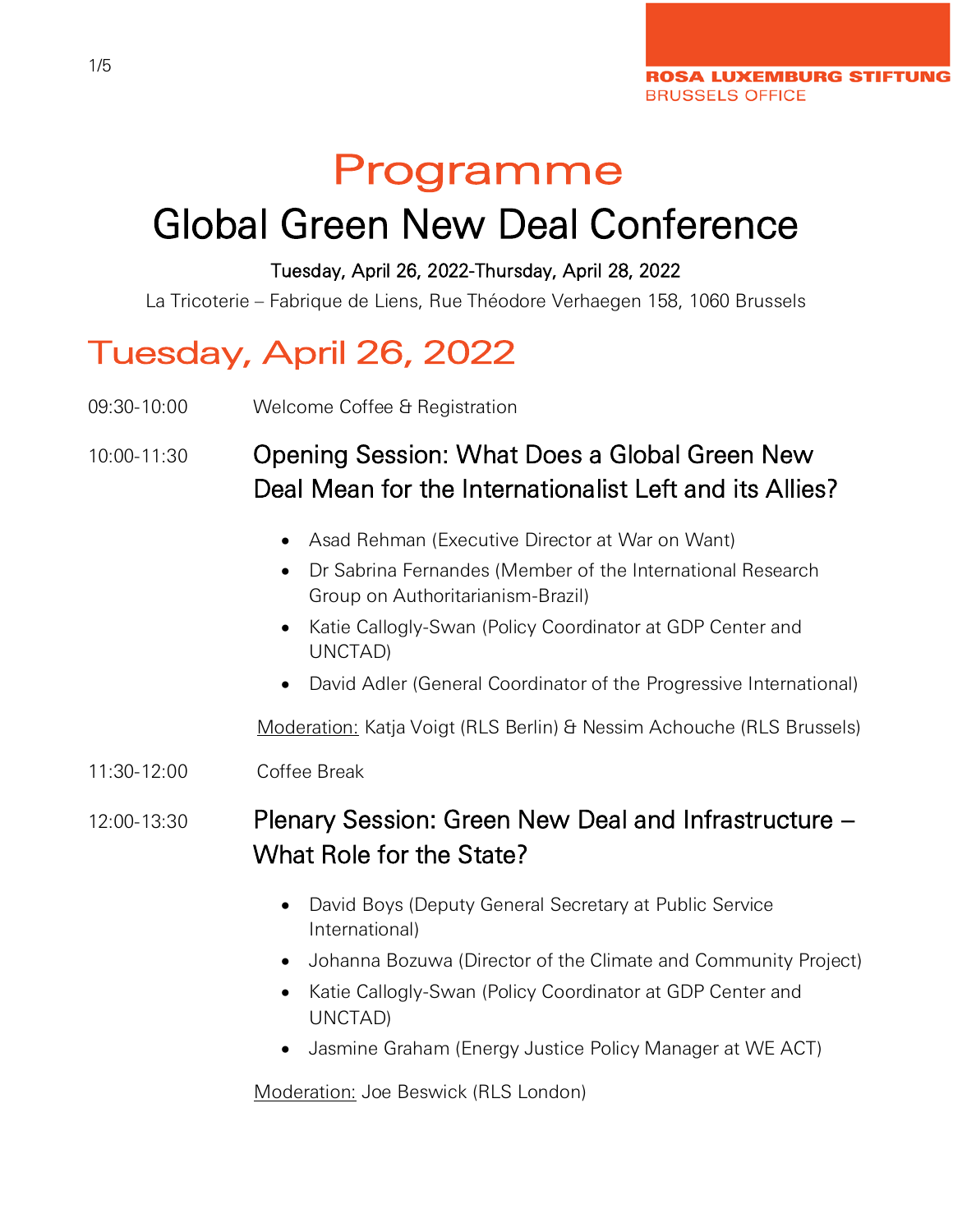ROSA LUXEMBURG STIFTUNG
BRUSSELS OFFICE

# Programme

# Global Green New Deal Conference

**Tuesday, April 26, 2022-Thursday, April 28, 2022**

La Tricoterie – Fabrique de Liens, Rue Théodore Verhaegen 158, 1060 Brussels

## Tuesday, April 26, 2022

09:30-10:00 Welcome Coffee & Registration

10:00-11:30 **Opening Session: What Does a Global Green New Deal Mean for the Internationalist Left and its Allies?**

- Asad Rehman (Executive Director at War on Want)
- Dr Sabrina Fernandes (Member of the International Research Group on Authoritarianism-Brazil)
- Katie Callogly-Swan (Policy Coordinator at GDP Center and UNCTAD)
- David Adler (General Coordinator of the Progressive International)

Moderation: Katja Voigt (RLS Berlin) & Nessim Achouche (RLS Brussels)

11:30-12:00 Coffee Break

12:00-13:30 **Plenary Session: Green New Deal and Infrastructure – What Role for the State?**

- David Boys (Deputy General Secretary at Public Service International)
- Johanna Bozuwa (Director of the Climate and Community Project)
- Katie Callogly-Swan (Policy Coordinator at GDP Center and UNCTAD)
- Jasmine Graham (Energy Justice Policy Manager at WE ACT)

Moderation: Joe Beswick (RLS London)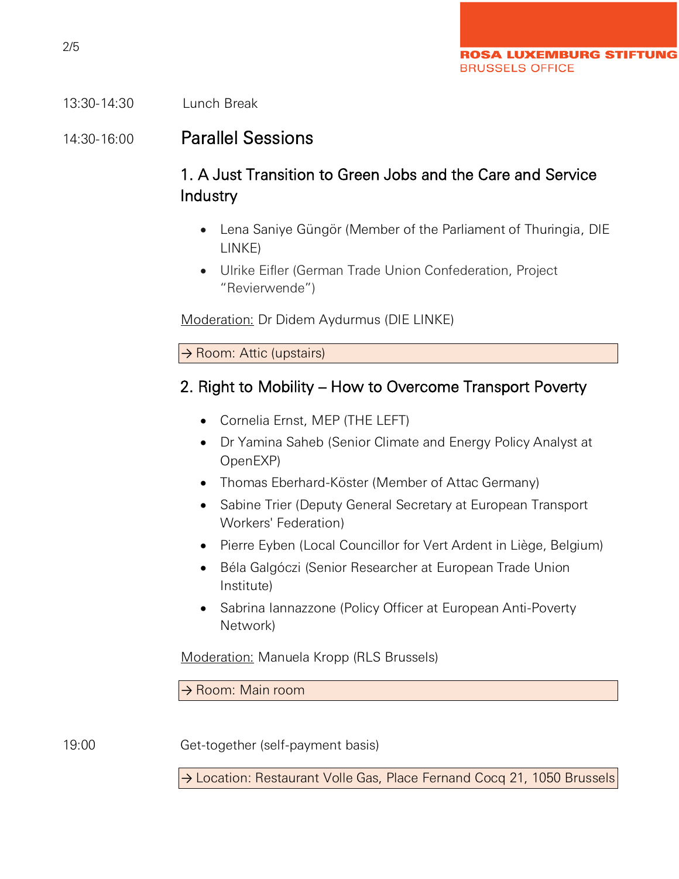13:30-14:30 Lunch Break

14:30-16:00

## Parallel Sessions

### 1. A Just Transition to Green Jobs and the Care and Service Industry

- Lena Saniye Güngör (Member of the Parliament of Thuringia, DIE LINKE)
- Ulrike Eifler (German Trade Union Confederation, Project "Revierwende")

Moderation: Dr Didem Aydurmus (DIE LINKE)

→ Room: Attic (upstairs)

### 2. Right to Mobility – How to Overcome Transport Poverty

- Cornelia Ernst, MEP (THE LEFT)
- Dr Yamina Saheb (Senior Climate and Energy Policy Analyst at OpenEXP)
- Thomas Eberhard-Köster (Member of Attac Germany)
- Sabine Trier (Deputy General Secretary at European Transport Workers' Federation)
- Pierre Eyben (Local Councillor for Vert Ardent in Liège, Belgium)
- Béla Galgóczi (Senior Researcher at European Trade Union Institute)
- Sabrina Iannazzone (Policy Officer at European Anti-Poverty Network)

Moderation: Manuela Kropp (RLS Brussels)

→ Room: Main room

19:00 Get-together (self-payment basis)

→ Location: Restaurant Volle Gas, Place Fernand Cocq 21, 1050 Brussels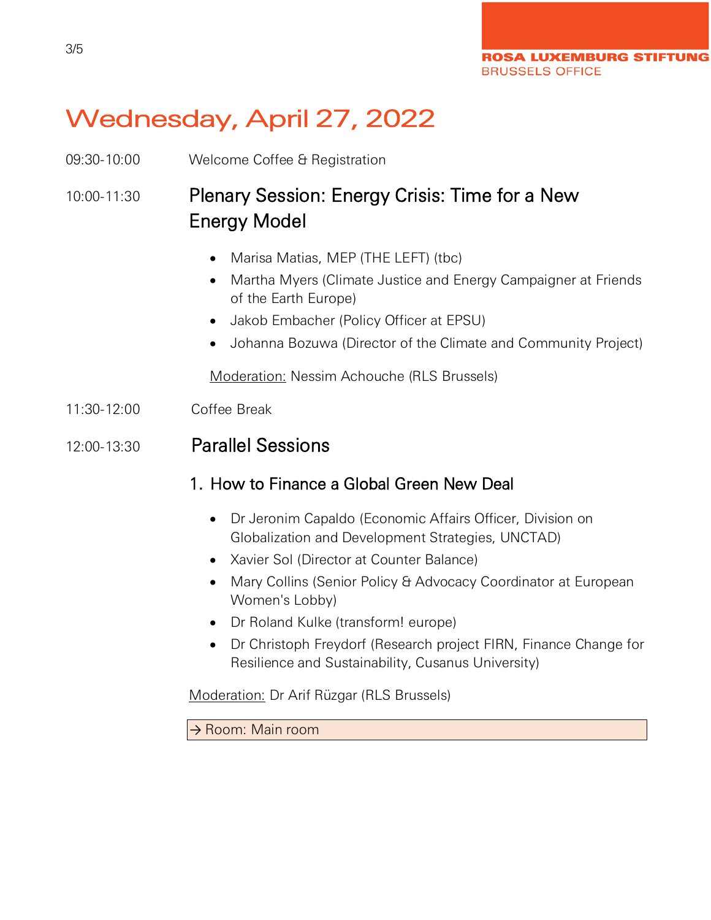# Wednesday, April 27, 2022

09:30-10:00 Welcome Coffee & Registration

10:00-11:30

## Plenary Session: Energy Crisis: Time for a New Energy Model

- Marisa Matias, MEP (THE LEFT) (tbc)
- Martha Myers (Climate Justice and Energy Campaigner at Friends of the Earth Europe)
- Jakob Embacher (Policy Officer at EPSU)
- Johanna Bozuwa (Director of the Climate and Community Project)

Moderation: Nessim Achouche (RLS Brussels)

11:30-12:00 Coffee Break

12:00-13:30

## Parallel Sessions

### 1. How to Finance a Global Green New Deal

- Dr Jeronim Capaldo (Economic Affairs Officer, Division on Globalization and Development Strategies, UNCTAD)
- Xavier Sol (Director at Counter Balance)
- Mary Collins (Senior Policy & Advocacy Coordinator at European Women's Lobby)
- Dr Roland Kulke (transform! europe)
- Dr Christoph Freydorf (Research project FIRN, Finance Change for Resilience and Sustainability, Cusanus University)

Moderation: Dr Arif Rüzgar (RLS Brussels)

→ Room: Main room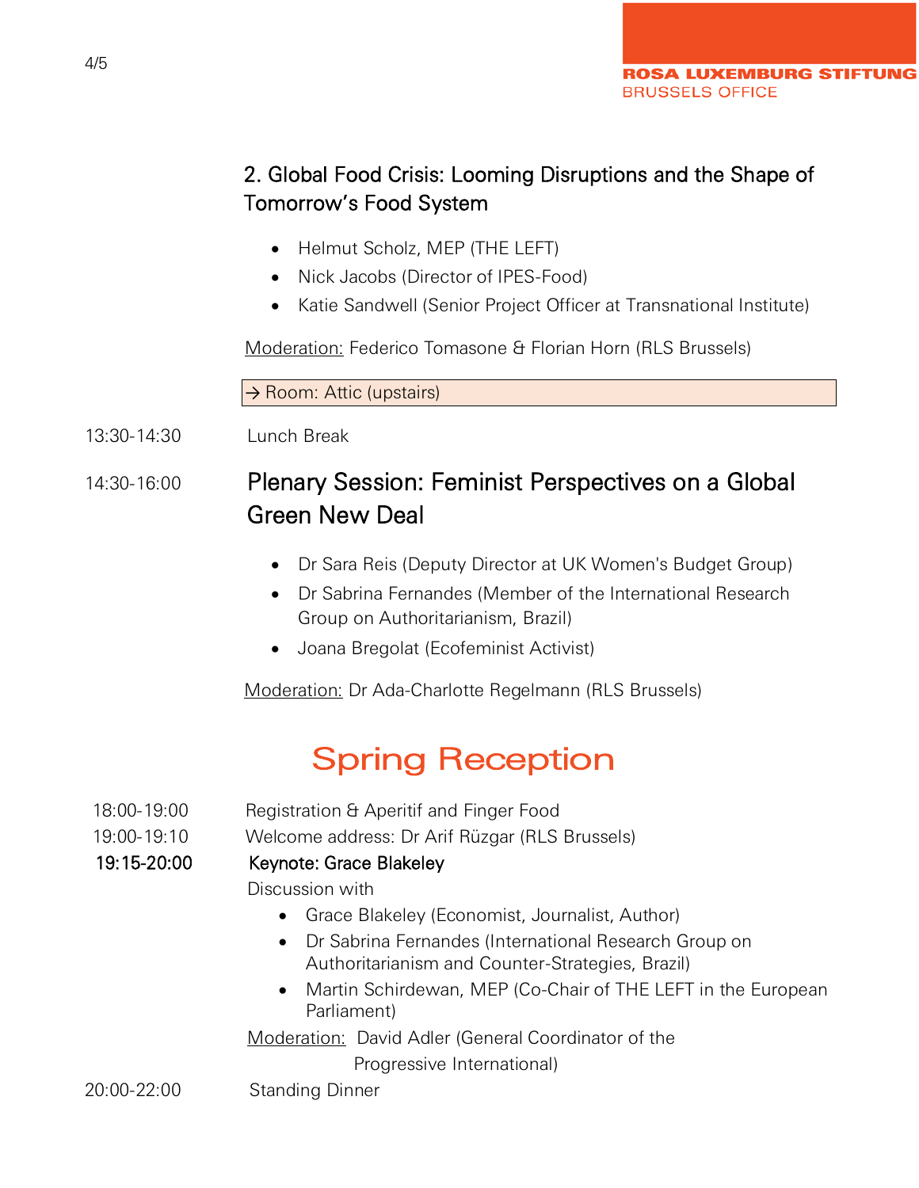### 2. Global Food Crisis: Looming Disruptions and the Shape of Tomorrow's Food System

- Helmut Scholz, MEP (THE LEFT)
- Nick Jacobs (Director of IPES-Food)
- Katie Sandwell (Senior Project Officer at Transnational Institute)

Moderation: Federico Tomasone & Florian Horn (RLS Brussels)

→ Room: Attic (upstairs)

13:30-14:30 Lunch Break

14:30-16:00 **Plenary Session: Feminist Perspectives on a Global Green New Deal**

- Dr Sara Reis (Deputy Director at UK Women's Budget Group)
- Dr Sabrina Fernandes (Member of the International Research Group on Authoritarianism, Brazil)
- Joana Bregolat (Ecofeminist Activist)

Moderation: Dr Ada-Charlotte Regelmann (RLS Brussels)

## Spring Reception

18:00-19:00 Registration & Aperitif and Finger Food

19:00-19:10 Welcome address: Dr Arif Rüzgar (RLS Brussels)

**19:15-20:00 Keynote: Grace Blakeley**

Discussion with

- Grace Blakeley (Economist, Journalist, Author)
- Dr Sabrina Fernandes (International Research Group on Authoritarianism and Counter-Strategies, Brazil)
- Martin Schirdewan, MEP (Co-Chair of THE LEFT in the European Parliament)

Moderation: David Adler (General Coordinator of the Progressive International)

20:00-22:00 Standing Dinner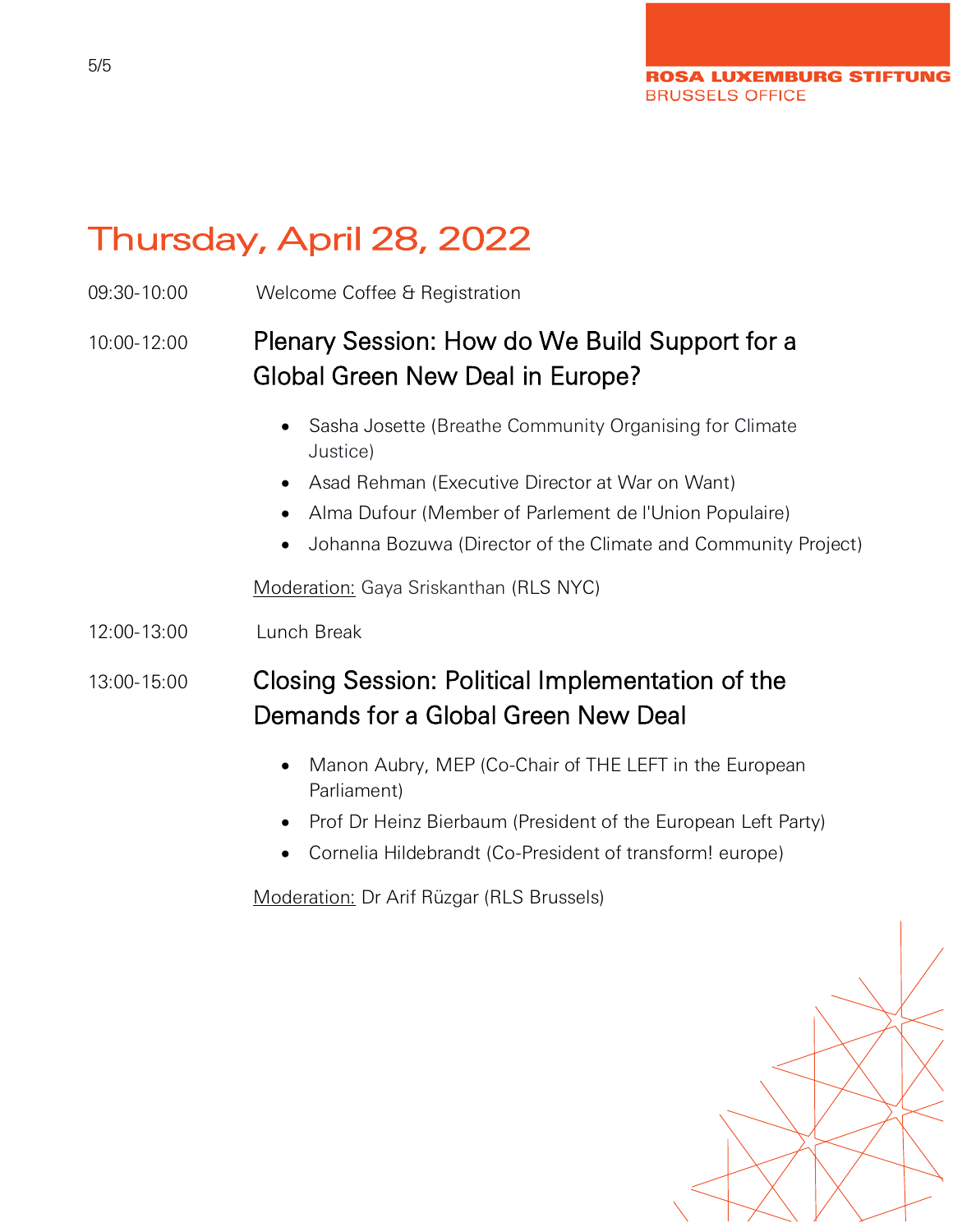# Thursday, April 28, 2022

09:30-10:00 Welcome Coffee & Registration

10:00-12:00 **Plenary Session: How do We Build Support for a Global Green New Deal in Europe?**

- Sasha Josette (Breathe Community Organising for Climate Justice)
- Asad Rehman (Executive Director at War on Want)
- Alma Dufour (Member of Parlement de l'Union Populaire)
- Johanna Bozuwa (Director of the Climate and Community Project)

Moderation: Gaya Sriskanthan (RLS NYC)

12:00-13:00 Lunch Break

13:00-15:00 **Closing Session: Political Implementation of the Demands for a Global Green New Deal**

- Manon Aubry, MEP (Co-Chair of THE LEFT in the European Parliament)
- Prof Dr Heinz Bierbaum (President of the European Left Party)
- Cornelia Hildebrandt (Co-President of transform! europe)

Moderation: Dr Arif Rüzgar (RLS Brussels)